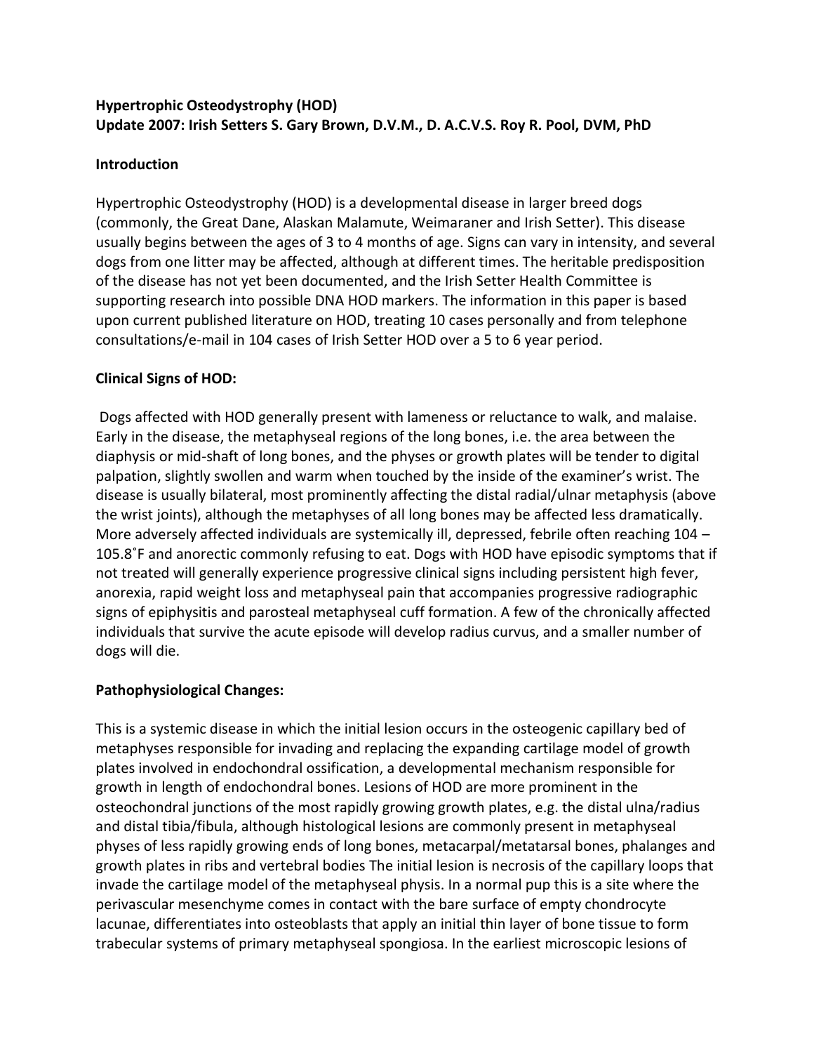**Hypertrophic Osteodystrophy (HOD)**
**Update 2007: Irish Setters S. Gary Brown, D.V.M., D. A.C.V.S. Roy R. Pool, DVM, PhD**

**Introduction**

Hypertrophic Osteodystrophy (HOD) is a developmental disease in larger breed dogs (commonly, the Great Dane, Alaskan Malamute, Weimaraner and Irish Setter). This disease usually begins between the ages of 3 to 4 months of age. Signs can vary in intensity, and several dogs from one litter may be affected, although at different times. The heritable predisposition of the disease has not yet been documented, and the Irish Setter Health Committee is supporting research into possible DNA HOD markers. The information in this paper is based upon current published literature on HOD, treating 10 cases personally and from telephone consultations/e-mail in 104 cases of Irish Setter HOD over a 5 to 6 year period.

**Clinical Signs of HOD:**

Dogs affected with HOD generally present with lameness or reluctance to walk, and malaise. Early in the disease, the metaphyseal regions of the long bones, i.e. the area between the diaphysis or mid-shaft of long bones, and the physes or growth plates will be tender to digital palpation, slightly swollen and warm when touched by the inside of the examiner's wrist. The disease is usually bilateral, most prominently affecting the distal radial/ulnar metaphysis (above the wrist joints), although the metaphyses of all long bones may be affected less dramatically. More adversely affected individuals are systemically ill, depressed, febrile often reaching 104 – 105.8˚F and anorectic commonly refusing to eat. Dogs with HOD have episodic symptoms that if not treated will generally experience progressive clinical signs including persistent high fever, anorexia, rapid weight loss and metaphyseal pain that accompanies progressive radiographic signs of epiphysitis and parosteal metaphyseal cuff formation. A few of the chronically affected individuals that survive the acute episode will develop radius curvus, and a smaller number of dogs will die.

**Pathophysiological Changes:**

This is a systemic disease in which the initial lesion occurs in the osteogenic capillary bed of metaphyses responsible for invading and replacing the expanding cartilage model of growth plates involved in endochondral ossification, a developmental mechanism responsible for growth in length of endochondral bones. Lesions of HOD are more prominent in the osteochondral junctions of the most rapidly growing growth plates, e.g. the distal ulna/radius and distal tibia/fibula, although histological lesions are commonly present in metaphyseal physes of less rapidly growing ends of long bones, metacarpal/metatarsal bones, phalanges and growth plates in ribs and vertebral bodies The initial lesion is necrosis of the capillary loops that invade the cartilage model of the metaphyseal physis. In a normal pup this is a site where the perivascular mesenchyme comes in contact with the bare surface of empty chondrocyte lacunae, differentiates into osteoblasts that apply an initial thin layer of bone tissue to form trabecular systems of primary metaphyseal spongiosa. In the earliest microscopic lesions of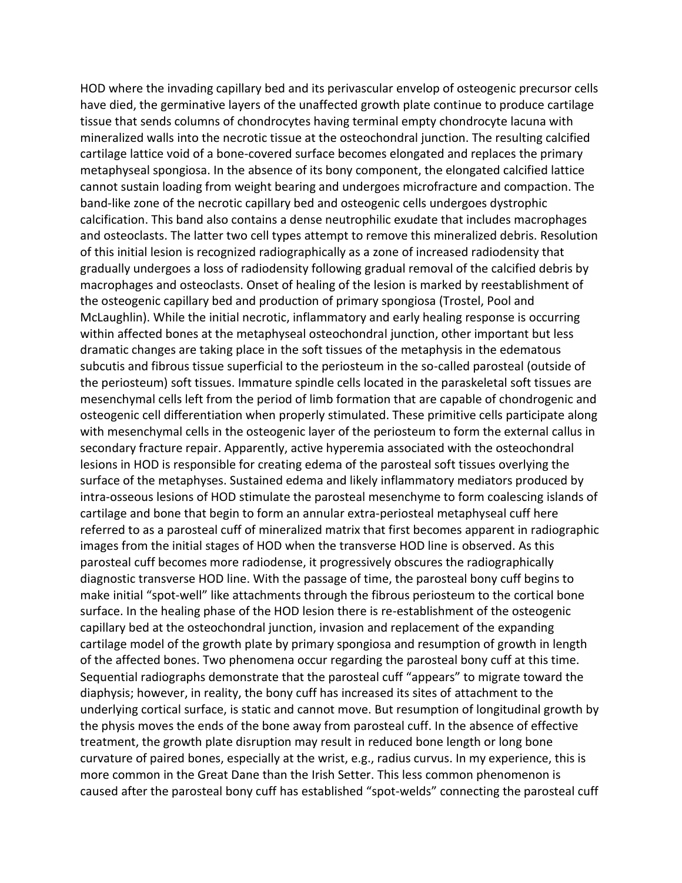HOD where the invading capillary bed and its perivascular envelop of osteogenic precursor cells have died, the germinative layers of the unaffected growth plate continue to produce cartilage tissue that sends columns of chondrocytes having terminal empty chondrocyte lacuna with mineralized walls into the necrotic tissue at the osteochondral junction. The resulting calcified cartilage lattice void of a bone-covered surface becomes elongated and replaces the primary metaphyseal spongiosa. In the absence of its bony component, the elongated calcified lattice cannot sustain loading from weight bearing and undergoes microfracture and compaction. The band-like zone of the necrotic capillary bed and osteogenic cells undergoes dystrophic calcification. This band also contains a dense neutrophilic exudate that includes macrophages and osteoclasts. The latter two cell types attempt to remove this mineralized debris. Resolution of this initial lesion is recognized radiographically as a zone of increased radiodensity that gradually undergoes a loss of radiodensity following gradual removal of the calcified debris by macrophages and osteoclasts. Onset of healing of the lesion is marked by reestablishment of the osteogenic capillary bed and production of primary spongiosa (Trostel, Pool and McLaughlin). While the initial necrotic, inflammatory and early healing response is occurring within affected bones at the metaphyseal osteochondral junction, other important but less dramatic changes are taking place in the soft tissues of the metaphysis in the edematous subcutis and fibrous tissue superficial to the periosteum in the so-called parosteal (outside of the periosteum) soft tissues. Immature spindle cells located in the paraskeletal soft tissues are mesenchymal cells left from the period of limb formation that are capable of chondrogenic and osteogenic cell differentiation when properly stimulated. These primitive cells participate along with mesenchymal cells in the osteogenic layer of the periosteum to form the external callus in secondary fracture repair. Apparently, active hyperemia associated with the osteochondral lesions in HOD is responsible for creating edema of the parosteal soft tissues overlying the surface of the metaphyses. Sustained edema and likely inflammatory mediators produced by intra-osseous lesions of HOD stimulate the parosteal mesenchyme to form coalescing islands of cartilage and bone that begin to form an annular extra-periosteal metaphyseal cuff here referred to as a parosteal cuff of mineralized matrix that first becomes apparent in radiographic images from the initial stages of HOD when the transverse HOD line is observed. As this parosteal cuff becomes more radiodense, it progressively obscures the radiographically diagnostic transverse HOD line. With the passage of time, the parosteal bony cuff begins to make initial "spot-well" like attachments through the fibrous periosteum to the cortical bone surface. In the healing phase of the HOD lesion there is re-establishment of the osteogenic capillary bed at the osteochondral junction, invasion and replacement of the expanding cartilage model of the growth plate by primary spongiosa and resumption of growth in length of the affected bones. Two phenomena occur regarding the parosteal bony cuff at this time. Sequential radiographs demonstrate that the parosteal cuff "appears" to migrate toward the diaphysis; however, in reality, the bony cuff has increased its sites of attachment to the underlying cortical surface, is static and cannot move. But resumption of longitudinal growth by the physis moves the ends of the bone away from parosteal cuff. In the absence of effective treatment, the growth plate disruption may result in reduced bone length or long bone curvature of paired bones, especially at the wrist, e.g., radius curvus. In my experience, this is more common in the Great Dane than the Irish Setter. This less common phenomenon is caused after the parosteal bony cuff has established "spot-welds" connecting the parosteal cuff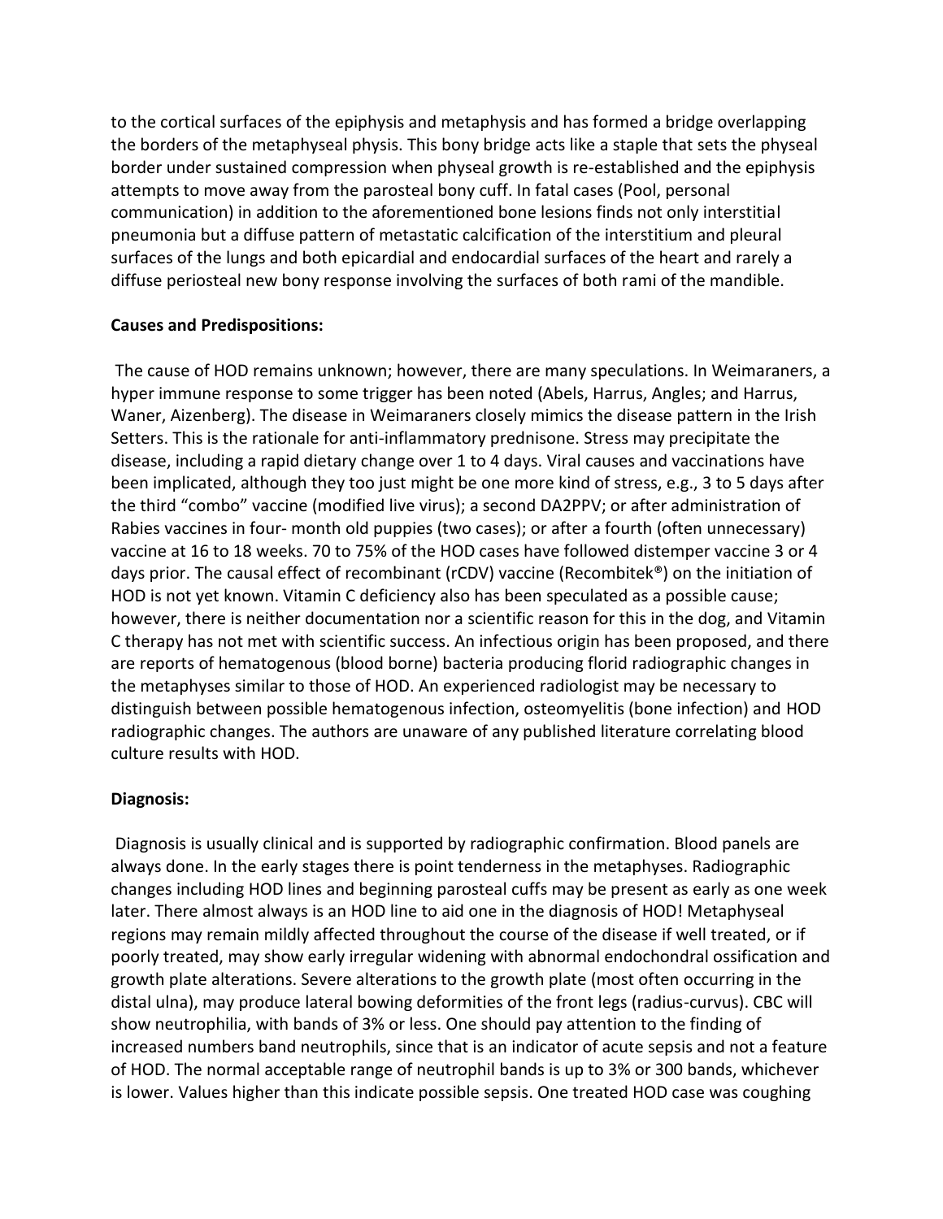to the cortical surfaces of the epiphysis and metaphysis and has formed a bridge overlapping the borders of the metaphyseal physis. This bony bridge acts like a staple that sets the physeal border under sustained compression when physeal growth is re-established and the epiphysis attempts to move away from the parosteal bony cuff. In fatal cases (Pool, personal communication) in addition to the aforementioned bone lesions finds not only interstitial pneumonia but a diffuse pattern of metastatic calcification of the interstitium and pleural surfaces of the lungs and both epicardial and endocardial surfaces of the heart and rarely a diffuse periosteal new bony response involving the surfaces of both rami of the mandible.

**Causes and Predispositions:**

The cause of HOD remains unknown; however, there are many speculations. In Weimaraners, a hyper immune response to some trigger has been noted (Abels, Harrus, Angles; and Harrus, Waner, Aizenberg). The disease in Weimaraners closely mimics the disease pattern in the Irish Setters. This is the rationale for anti-inflammatory prednisone. Stress may precipitate the disease, including a rapid dietary change over 1 to 4 days. Viral causes and vaccinations have been implicated, although they too just might be one more kind of stress, e.g., 3 to 5 days after the third "combo" vaccine (modified live virus); a second DA2PPV; or after administration of Rabies vaccines in four- month old puppies (two cases); or after a fourth (often unnecessary) vaccine at 16 to 18 weeks. 70 to 75% of the HOD cases have followed distemper vaccine 3 or 4 days prior. The causal effect of recombinant (rCDV) vaccine (Recombitek®) on the initiation of HOD is not yet known. Vitamin C deficiency also has been speculated as a possible cause; however, there is neither documentation nor a scientific reason for this in the dog, and Vitamin C therapy has not met with scientific success. An infectious origin has been proposed, and there are reports of hematogenous (blood borne) bacteria producing florid radiographic changes in the metaphyses similar to those of HOD. An experienced radiologist may be necessary to distinguish between possible hematogenous infection, osteomyelitis (bone infection) and HOD radiographic changes. The authors are unaware of any published literature correlating blood culture results with HOD.

**Diagnosis:**

Diagnosis is usually clinical and is supported by radiographic confirmation. Blood panels are always done. In the early stages there is point tenderness in the metaphyses. Radiographic changes including HOD lines and beginning parosteal cuffs may be present as early as one week later. There almost always is an HOD line to aid one in the diagnosis of HOD! Metaphyseal regions may remain mildly affected throughout the course of the disease if well treated, or if poorly treated, may show early irregular widening with abnormal endochondral ossification and growth plate alterations. Severe alterations to the growth plate (most often occurring in the distal ulna), may produce lateral bowing deformities of the front legs (radius-curvus). CBC will show neutrophilia, with bands of 3% or less. One should pay attention to the finding of increased numbers band neutrophils, since that is an indicator of acute sepsis and not a feature of HOD. The normal acceptable range of neutrophil bands is up to 3% or 300 bands, whichever is lower. Values higher than this indicate possible sepsis. One treated HOD case was coughing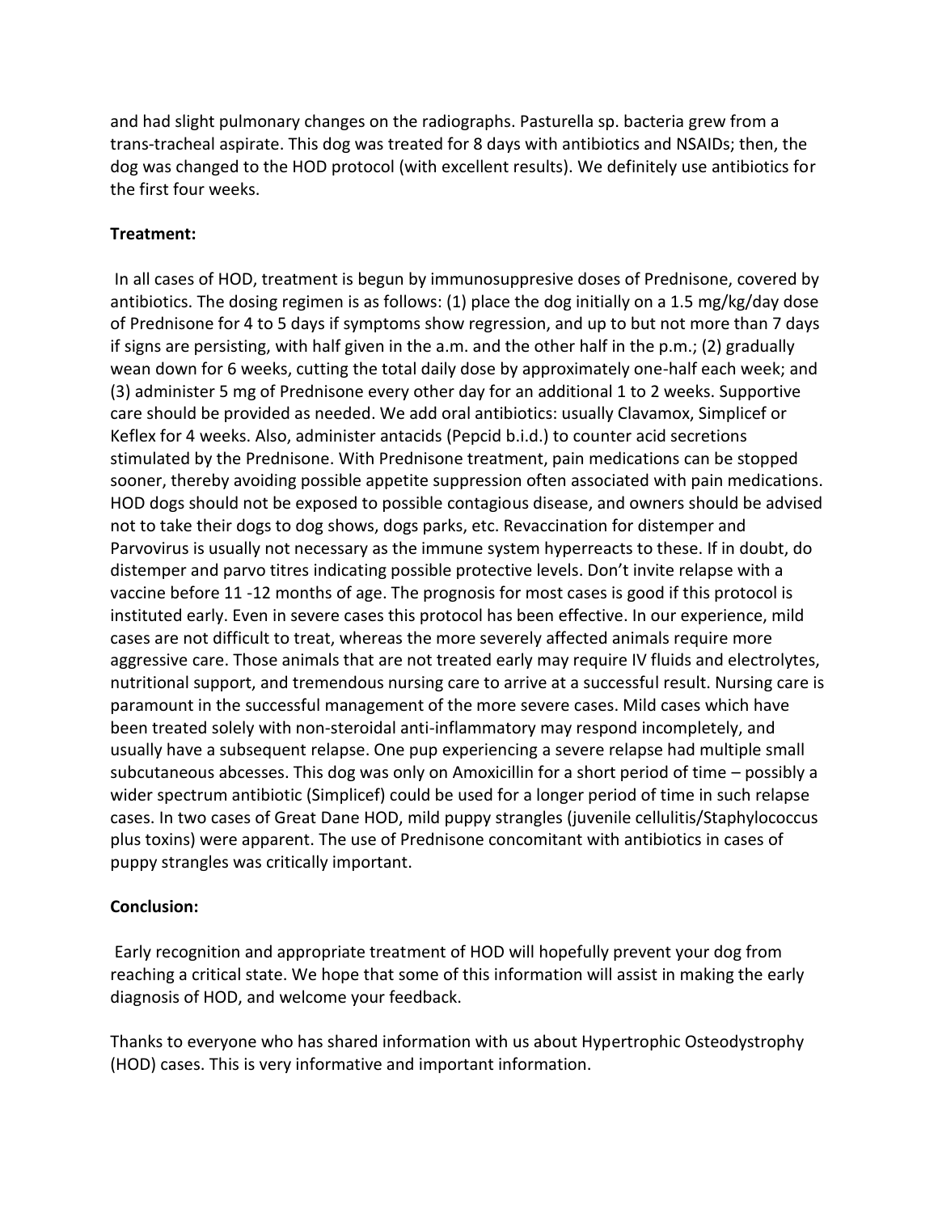and had slight pulmonary changes on the radiographs. Pasturella sp. bacteria grew from a trans-tracheal aspirate. This dog was treated for 8 days with antibiotics and NSAIDs; then, the dog was changed to the HOD protocol (with excellent results). We definitely use antibiotics for the first four weeks.

**Treatment:**

In all cases of HOD, treatment is begun by immunosuppresive doses of Prednisone, covered by antibiotics. The dosing regimen is as follows: (1) place the dog initially on a 1.5 mg/kg/day dose of Prednisone for 4 to 5 days if symptoms show regression, and up to but not more than 7 days if signs are persisting, with half given in the a.m. and the other half in the p.m.; (2) gradually wean down for 6 weeks, cutting the total daily dose by approximately one-half each week; and (3) administer 5 mg of Prednisone every other day for an additional 1 to 2 weeks. Supportive care should be provided as needed. We add oral antibiotics: usually Clavamox, Simplicef or Keflex for 4 weeks. Also, administer antacids (Pepcid b.i.d.) to counter acid secretions stimulated by the Prednisone. With Prednisone treatment, pain medications can be stopped sooner, thereby avoiding possible appetite suppression often associated with pain medications. HOD dogs should not be exposed to possible contagious disease, and owners should be advised not to take their dogs to dog shows, dogs parks, etc. Revaccination for distemper and Parvovirus is usually not necessary as the immune system hyperreacts to these. If in doubt, do distemper and parvo titres indicating possible protective levels. Don't invite relapse with a vaccine before 11 -12 months of age. The prognosis for most cases is good if this protocol is instituted early. Even in severe cases this protocol has been effective. In our experience, mild cases are not difficult to treat, whereas the more severely affected animals require more aggressive care. Those animals that are not treated early may require IV fluids and electrolytes, nutritional support, and tremendous nursing care to arrive at a successful result. Nursing care is paramount in the successful management of the more severe cases. Mild cases which have been treated solely with non-steroidal anti-inflammatory may respond incompletely, and usually have a subsequent relapse. One pup experiencing a severe relapse had multiple small subcutaneous abcesses. This dog was only on Amoxicillin for a short period of time – possibly a wider spectrum antibiotic (Simplicef) could be used for a longer period of time in such relapse cases. In two cases of Great Dane HOD, mild puppy strangles (juvenile cellulitis/Staphylococcus plus toxins) were apparent. The use of Prednisone concomitant with antibiotics in cases of puppy strangles was critically important.

**Conclusion:**

Early recognition and appropriate treatment of HOD will hopefully prevent your dog from reaching a critical state. We hope that some of this information will assist in making the early diagnosis of HOD, and welcome your feedback.

Thanks to everyone who has shared information with us about Hypertrophic Osteodystrophy (HOD) cases. This is very informative and important information.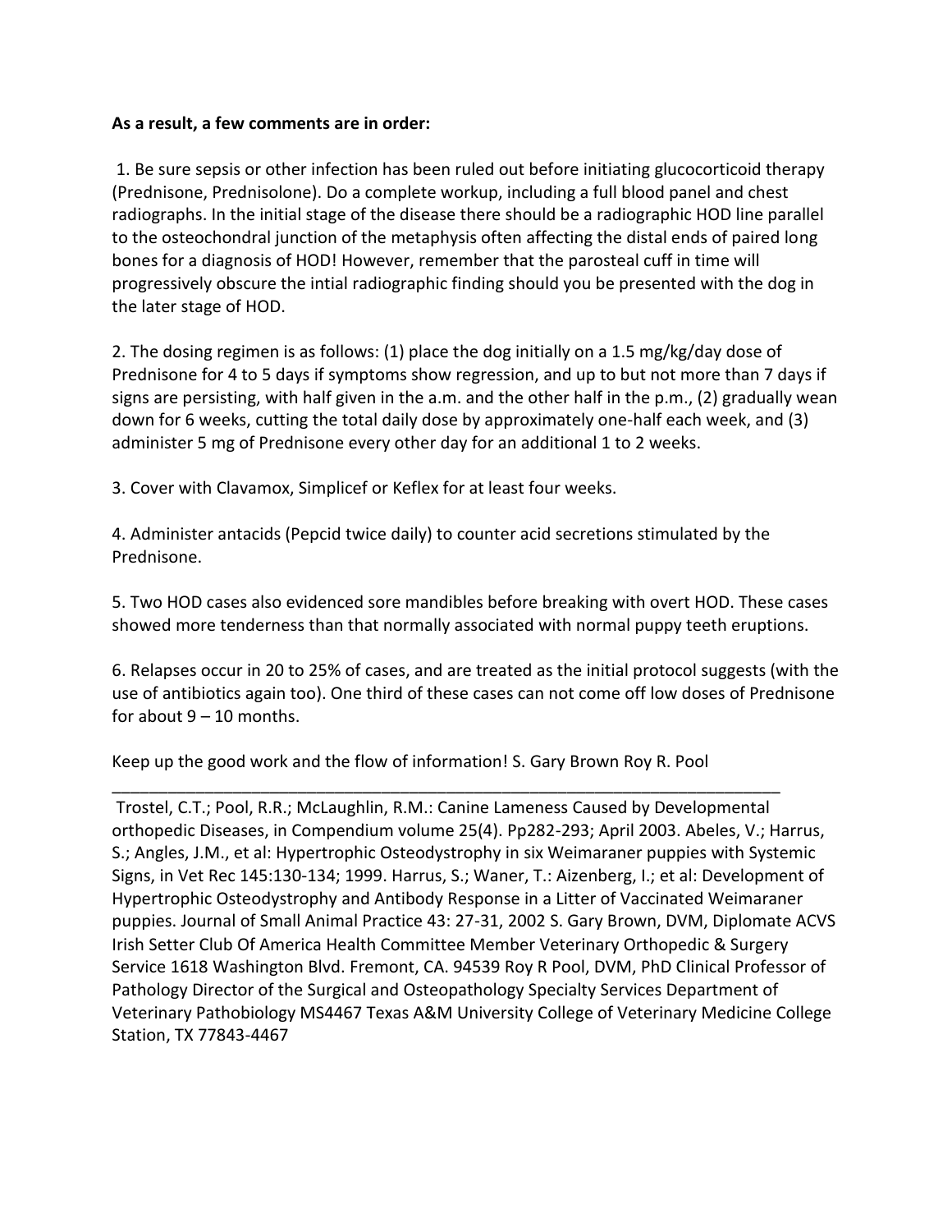**As a result, a few comments are in order:**

1. Be sure sepsis or other infection has been ruled out before initiating glucocorticoid therapy (Prednisone, Prednisolone). Do a complete workup, including a full blood panel and chest radiographs. In the initial stage of the disease there should be a radiographic HOD line parallel to the osteochondral junction of the metaphysis often affecting the distal ends of paired long bones for a diagnosis of HOD! However, remember that the parosteal cuff in time will progressively obscure the intial radiographic finding should you be presented with the dog in the later stage of HOD.

2. The dosing regimen is as follows: (1) place the dog initially on a 1.5 mg/kg/day dose of Prednisone for 4 to 5 days if symptoms show regression, and up to but not more than 7 days if signs are persisting, with half given in the a.m. and the other half in the p.m., (2) gradually wean down for 6 weeks, cutting the total daily dose by approximately one-half each week, and (3) administer 5 mg of Prednisone every other day for an additional 1 to 2 weeks.

3. Cover with Clavamox, Simplicef or Keflex for at least four weeks.

4. Administer antacids (Pepcid twice daily) to counter acid secretions stimulated by the Prednisone.

5. Two HOD cases also evidenced sore mandibles before breaking with overt HOD. These cases showed more tenderness than that normally associated with normal puppy teeth eruptions.

6. Relapses occur in 20 to 25% of cases, and are treated as the initial protocol suggests (with the use of antibiotics again too). One third of these cases can not come off low doses of Prednisone for about 9 – 10 months.

Keep up the good work and the flow of information! S. Gary Brown Roy R. Pool

---

Trostel, C.T.; Pool, R.R.; McLaughlin, R.M.: Canine Lameness Caused by Developmental orthopedic Diseases, in Compendium volume 25(4). Pp282-293; April 2003. Abeles, V.; Harrus, S.; Angles, J.M., et al: Hypertrophic Osteodystrophy in six Weimaraner puppies with Systemic Signs, in Vet Rec 145:130-134; 1999. Harrus, S.; Waner, T.: Aizenberg, I.; et al: Development of Hypertrophic Osteodystrophy and Antibody Response in a Litter of Vaccinated Weimaraner puppies. Journal of Small Animal Practice 43: 27-31, 2002 S. Gary Brown, DVM, Diplomate ACVS Irish Setter Club Of America Health Committee Member Veterinary Orthopedic & Surgery Service 1618 Washington Blvd. Fremont, CA. 94539 Roy R Pool, DVM, PhD Clinical Professor of Pathology Director of the Surgical and Osteopathology Specialty Services Department of Veterinary Pathobiology MS4467 Texas A&M University College of Veterinary Medicine College Station, TX 77843-4467